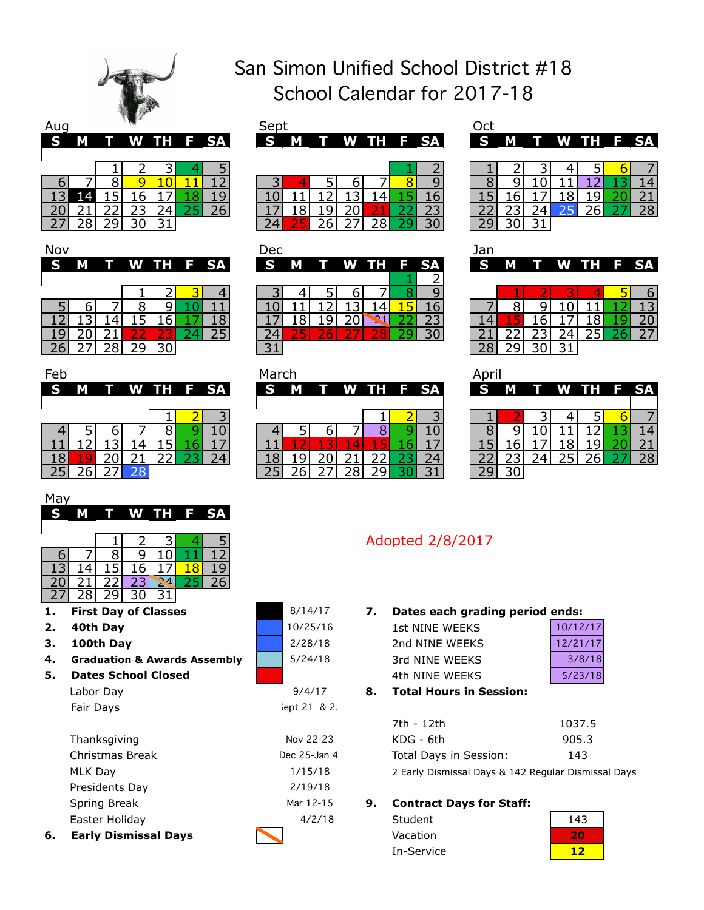# San Simon Unified School District #18
## School Calendar for 2017-18

**Aug**

| S | M | T | W | TH | F | SA |
|---|---|---|---|---|---|---|
| | | 1 | 2 | 3 | 4 | 5 |
| 6 | 7 | 8 | 9 | 10 | 11 | 12 |
| 13 | 14 | 15 | 16 | 17 | 18 | 19 |
| 20 | 21 | 22 | 23 | 24 | 25 | 26 |
| 27 | 28 | 29 | 30 | 31 | | |

**Sept**

| S | M | T | W | TH | F | SA |
|---|---|---|---|---|---|---|
| | | | | | 1 | 2 |
| 3 | 4 | 5 | 6 | 7 | 8 | 9 |
| 10 | 11 | 12 | 13 | 14 | 15 | 16 |
| 17 | 18 | 19 | 20 | 21 | 22 | 23 |
| 24 | 25 | 26 | 27 | 28 | 29 | 30 |

**Oct**

| S | M | T | W | TH | F | SA |
|---|---|---|---|---|---|---|
| 1 | 2 | 3 | 4 | 5 | 6 | 7 |
| 8 | 9 | 10 | 11 | 12 | 13 | 14 |
| 15 | 16 | 17 | 18 | 19 | 20 | 21 |
| 22 | 23 | 24 | 25 | 26 | 27 | 28 |
| 29 | 30 | 31 | | | | |

**Nov**

| S | M | T | W | TH | F | SA |
|---|---|---|---|---|---|---|
| | | | 1 | 2 | 3 | 4 |
| 5 | 6 | 7 | 8 | 9 | 10 | 11 |
| 12 | 13 | 14 | 15 | 16 | 17 | 18 |
| 19 | 20 | 21 | 22 | 23 | 24 | 25 |
| 26 | 27 | 28 | 29 | 30 | | |

**Dec**

| S | M | T | W | TH | F | SA |
|---|---|---|---|---|---|---|
| | | | | | 1 | 2 |
| 3 | 4 | 5 | 6 | 7 | 8 | 9 |
| 10 | 11 | 12 | 13 | 14 | 15 | 16 |
| 17 | 18 | 19 | 20 | 21 | 22 | 23 |
| 24 | 25 | 26 | 27 | 28 | 29 | 30 |
| 31 | | | | | | |

**Jan**

| S | M | T | W | TH | F | SA |
|---|---|---|---|---|---|---|
| | 1 | 2 | 3 | 4 | 5 | 6 |
| 7 | 8 | 9 | 10 | 11 | 12 | 13 |
| 14 | 15 | 16 | 17 | 18 | 19 | 20 |
| 21 | 22 | 23 | 24 | 25 | 26 | 27 |
| 28 | 29 | 30 | 31 | | | |

**Feb**

| S | M | T | W | TH | F | SA |
|---|---|---|---|---|---|---|
| | | | | 1 | 2 | 3 |
| 4 | 5 | 6 | 7 | 8 | 9 | 10 |
| 11 | 12 | 13 | 14 | 15 | 16 | 17 |
| 18 | 19 | 20 | 21 | 22 | 23 | 24 |
| 25 | 26 | 27 | 28 | | | |

**March**

| S | M | T | W | TH | F | SA |
|---|---|---|---|---|---|---|
| | | | | 1 | 2 | 3 |
| 4 | 5 | 6 | 7 | 8 | 9 | 10 |
| 11 | 12 | 13 | 14 | 15 | 16 | 17 |
| 18 | 19 | 20 | 21 | 22 | 23 | 24 |
| 25 | 26 | 27 | 28 | 29 | 30 | 31 |

**April**

| S | M | T | W | TH | F | SA |
|---|---|---|---|---|---|---|
| 1 | 2 | 3 | 4 | 5 | 6 | 7 |
| 8 | 9 | 10 | 11 | 12 | 13 | 14 |
| 15 | 16 | 17 | 18 | 19 | 20 | 21 |
| 22 | 23 | 24 | 25 | 26 | 27 | 28 |
| 29 | 30 | | | | | |

**May**

| S | M | T | W | TH | F | SA |
|---|---|---|---|---|---|---|
| | | 1 | 2 | 3 | 4 | 5 |
| 6 | 7 | 8 | 9 | 10 | 11 | 12 |
| 13 | 14 | 15 | 16 | 17 | 18 | 19 |
| 20 | 21 | 22 | 23 | 24 | 25 | 26 |
| 27 | 28 | 29 | 30 | 31 | | |

Adopted 2/8/2017

1. **First Day of Classes** — 8/14/17
2. **40th Day** — 10/25/16
3. **100th Day** — 2/28/18
4. **Graduation & Awards Assembly** — 5/24/18
5. **Dates School Closed**
   - Labor Day — 9/4/17
   - Fair Days — Sept 21 & 2
   - Thanksgiving — Nov 22-23
   - Christmas Break — Dec 25-Jan 4
   - MLK Day — 1/15/18
   - Presidents Day — 2/19/18
   - Spring Break — Mar 12-15
   - Easter Holiday — 4/2/18
6. **Early Dismissal Days**

7. **Dates each grading period ends:**
   - 1st NINE WEEKS — 10/12/17
   - 2nd NINE WEEKS — 12/21/17
   - 3rd NINE WEEKS — 3/8/18
   - 4th NINE WEEKS — 5/23/18
8. **Total Hours in Session:**
   - 7th - 12th — 1037.5
   - KDG - 6th — 905.3
   - Total Days in Session: — 143
   - 2 Early Dismissal Days & 142 Regular Dismissal Days
9. **Contract Days for Staff:**
   - Student — 143
   - Vacation — 20
   - In-Service — 12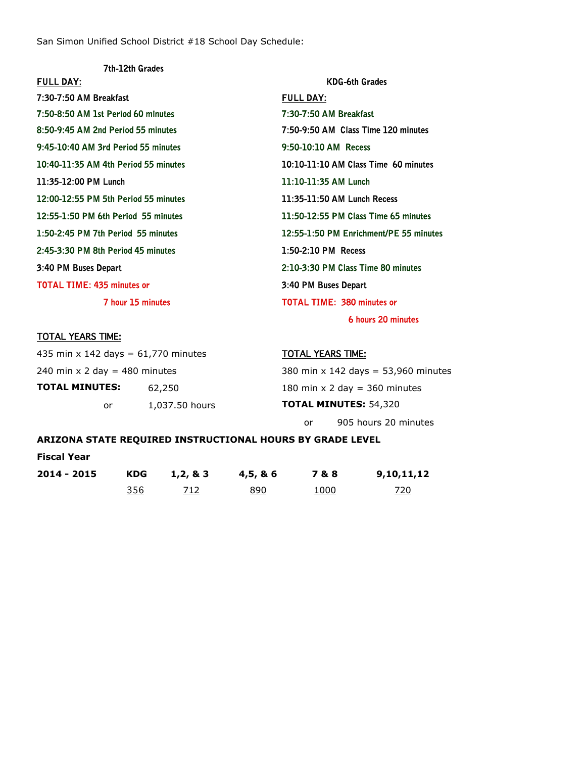San Simon Unified School District #18 School Day Schedule:

**7th-12th Grades**

**FULL DAY:**

7:30-7:50 AM Breakfast

7:50-8:50 AM 1st Period 60 minutes

8:50-9:45 AM 2nd Period 55 minutes

9:45-10:40 AM 3rd Period 55 minutes

10:40-11:35 AM 4th Period 55 minutes

11:35-12:00 PM Lunch

12:00-12:55 PM 5th Period 55 minutes

12:55-1:50 PM 6th Period 55 minutes

1:50-2:45 PM 7th Period 55 minutes

2:45-3:30 PM 8th Period 45 minutes

3:40 PM Buses Depart

TOTAL TIME: 435 minutes or 7 hour 15 minutes

**TOTAL YEARS TIME:**

435 min x 142 days = 61,770 minutes

240 min x 2 day = 480 minutes

**TOTAL MINUTES:** 62,250

or 1,037.50 hours

**KDG-6th Grades**

**FULL DAY:**

7:30-7:50 AM Breakfast

7:50-9:50 AM Class Time 120 minutes

9:50-10:10 AM Recess

10:10-11:10 AM Class Time 60 minutes

11:10-11:35 AM Lunch

11:35-11:50 AM Lunch Recess

11:50-12:55 PM Class Time 65 minutes

12:55-1:50 PM Enrichment/PE 55 minutes

1:50-2:10 PM Recess

2:10-3:30 PM Class Time 80 minutes

3:40 PM Buses Depart

TOTAL TIME: 380 minutes or 6 hours 20 minutes

**TOTAL YEARS TIME:**

380 min x 142 days = 53,960 minutes

180 min x 2 day = 360 minutes

**TOTAL MINUTES:** 54,320

or 905 hours 20 minutes

**ARIZONA STATE REQUIRED INSTRUCTIONAL HOURS BY GRADE LEVEL**

| Fiscal Year | KDG | 1,2, & 3 | 4,5, & 6 | 7 & 8 | 9,10,11,12 |
|---|---|---|---|---|---|
| 2014 - 2015 | 356 | 712 | 890 | 1000 | 720 |